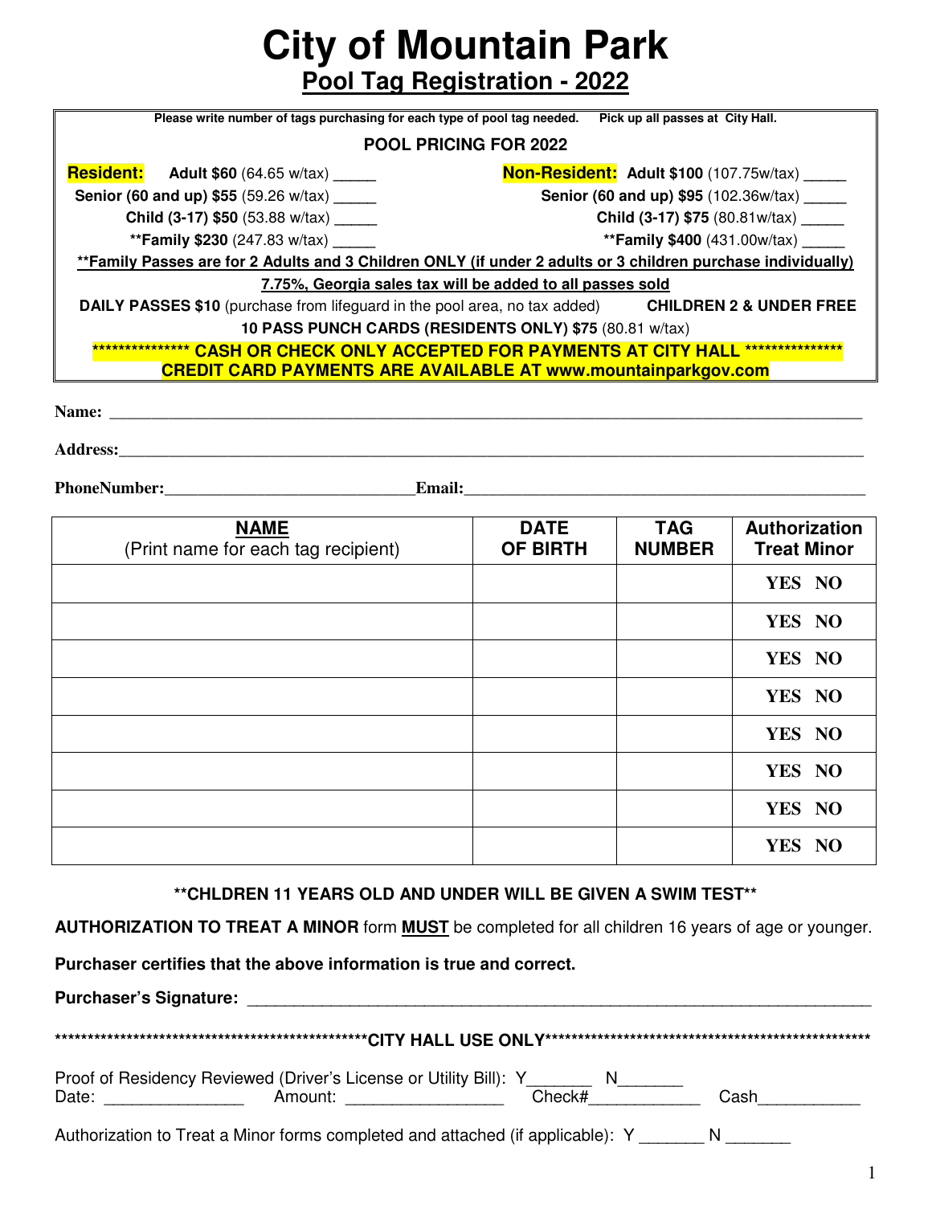# City of Mountain Park

## Pool Tag Registration - 2022

**Please write number of tags purchasing for each type of pool tag needed.     Pick up all passes at City Hall.**

**POOL PRICING FOR 2022**

**Resident:** **Adult $60** (64.65 w/tax) _____
**Senior (60 and up) $55** (59.26 w/tax) _____
**Child (3-17) $50** (53.88 w/tax) _____
****Family $230** (247.83 w/tax) _____

**Non-Resident:** **Adult $100** (107.75w/tax) _____
**Senior (60 and up) $95** (102.36w/tax) _____
**Child (3-17) $75** (80.81w/tax) _____
****Family $400** (431.00w/tax) _____

****Family Passes are for 2 Adults and 3 Children ONLY (if under 2 adults or 3 children purchase individually)**

**7.75%, Georgia sales tax will be added to all passes sold**

**DAILY PASSES $10** (purchase from lifeguard in the pool area, no tax added)     **CHILDREN 2 & UNDER FREE**

**10 PASS PUNCH CARDS (RESIDENTS ONLY) $75** (80.81 w/tax)

*************** CASH OR CHECK ONLY ACCEPTED FOR PAYMENTS AT CITY HALL ***************
**CREDIT CARD PAYMENTS ARE AVAILABLE AT www.mountainparkgov.com**

**Name:** ____________________________________________________________

**Address:**____________________________________________________________

**PhoneNumber:**______________________________**Email:**______________________________

| **NAME** (Print name for each tag recipient) | **DATE OF BIRTH** | **TAG NUMBER** | **Authorization Treat Minor** |
|---|---|---|---|
| | | | YES NO |
| | | | YES NO |
| | | | YES NO |
| | | | YES NO |
| | | | YES NO |
| | | | YES NO |
| | | | YES NO |
| | | | YES NO |

****CHLDREN 11 YEARS OLD AND UNDER WILL BE GIVEN A SWIM TEST****

**AUTHORIZATION TO TREAT A MINOR** form **MUST** be completed for all children 16 years of age or younger.

**Purchaser certifies that the above information is true and correct.**

**Purchaser's Signature:** ____________________________________________________________

*************************************************CITY HALL USE ONLY*************************************************

Proof of Residency Reviewed (Driver's License or Utility Bill): Y_______ N_______
Date: _______________ Amount: _________________ Check#____________ Cash___________

Authorization to Treat a Minor forms completed and attached (if applicable): Y _______ N _______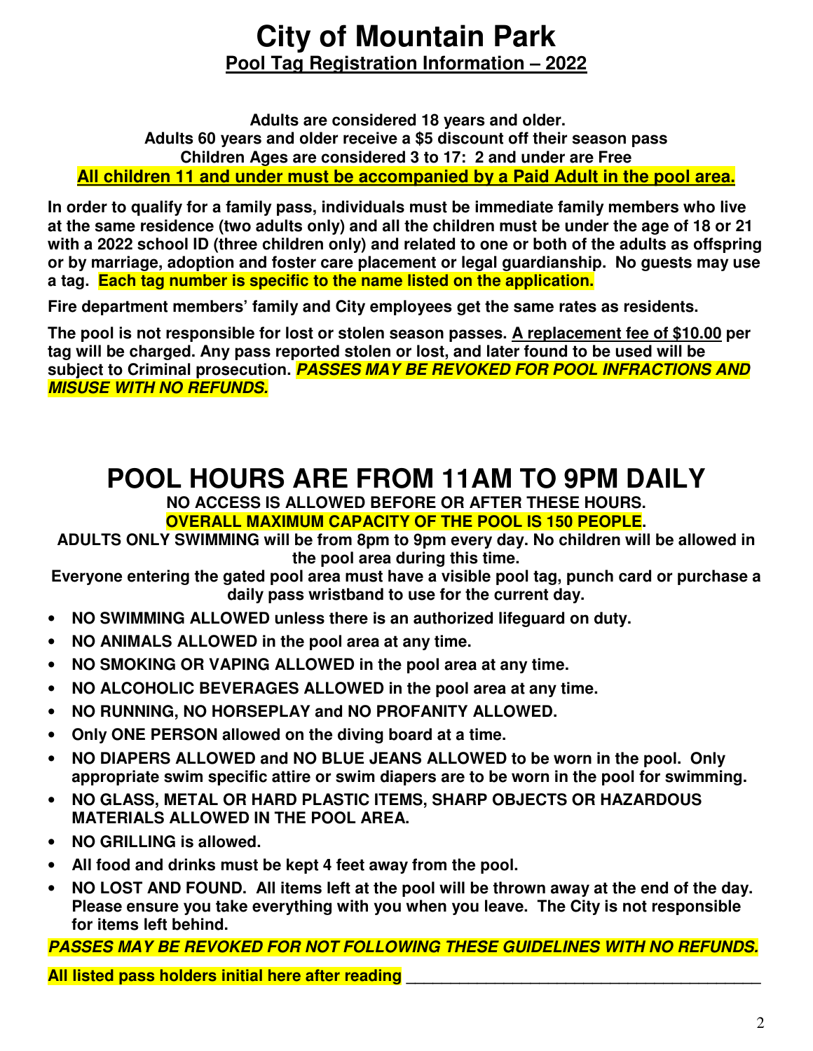# City of Mountain Park

## Pool Tag Registration Information – 2022

**Adults are considered 18 years and older.**
**Adults 60 years and older receive a $5 discount off their season pass**
**Children Ages are considered 3 to 17: 2 and under are Free**
**All children 11 and under must be accompanied by a Paid Adult in the pool area.**

**In order to qualify for a family pass, individuals must be immediate family members who live at the same residence (two adults only) and all the children must be under the age of 18 or 21 with a 2022 school ID (three children only) and related to one or both of the adults as offspring or by marriage, adoption and foster care placement or legal guardianship. No guests may use a tag. Each tag number is specific to the name listed on the application.**

**Fire department members' family and City employees get the same rates as residents.**

**The pool is not responsible for lost or stolen season passes. A replacement fee of $10.00 per tag will be charged. Any pass reported stolen or lost, and later found to be used will be subject to Criminal prosecution. *PASSES MAY BE REVOKED FOR POOL INFRACTIONS AND MISUSE WITH NO REFUNDS.***

# POOL HOURS ARE FROM 11AM TO 9PM DAILY

**NO ACCESS IS ALLOWED BEFORE OR AFTER THESE HOURS.**
**OVERALL MAXIMUM CAPACITY OF THE POOL IS 150 PEOPLE.**
**ADULTS ONLY SWIMMING will be from 8pm to 9pm every day. No children will be allowed in the pool area during this time.**
**Everyone entering the gated pool area must have a visible pool tag, punch card or purchase a daily pass wristband to use for the current day.**

- **NO SWIMMING ALLOWED unless there is an authorized lifeguard on duty.**
- **NO ANIMALS ALLOWED in the pool area at any time.**
- **NO SMOKING OR VAPING ALLOWED in the pool area at any time.**
- **NO ALCOHOLIC BEVERAGES ALLOWED in the pool area at any time.**
- **NO RUNNING, NO HORSEPLAY and NO PROFANITY ALLOWED.**
- **Only ONE PERSON allowed on the diving board at a time.**
- **NO DIAPERS ALLOWED and NO BLUE JEANS ALLOWED to be worn in the pool. Only appropriate swim specific attire or swim diapers are to be worn in the pool for swimming.**
- **NO GLASS, METAL OR HARD PLASTIC ITEMS, SHARP OBJECTS OR HAZARDOUS MATERIALS ALLOWED IN THE POOL AREA.**
- **NO GRILLING is allowed.**
- **All food and drinks must be kept 4 feet away from the pool.**
- **NO LOST AND FOUND. All items left at the pool will be thrown away at the end of the day. Please ensure you take everything with you when you leave. The City is not responsible for items left behind.**

***PASSES MAY BE REVOKED FOR NOT FOLLOWING THESE GUIDELINES WITH NO REFUNDS.***

**All listed pass holders initial here after reading** ________________________________________